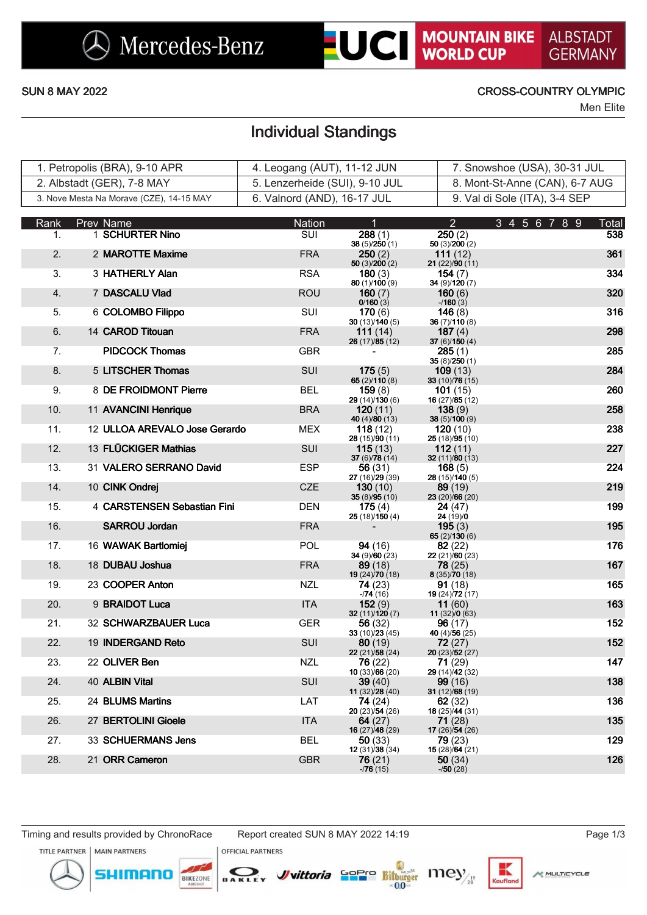Mercedes-Benz | UCI MOUNTAIN BIKE WORLD CUP | ALBSTADT GERMANY

SUN 8 MAY 2022

CROSS-COUNTRY OLYMPIC
Men Elite

# Individual Standings

| | | |
|---|---|---|
| 1. Petropolis (BRA), 9-10 APR | 4. Leogang (AUT), 11-12 JUN | 7. Snowshoe (USA), 30-31 JUL |
| 2. Albstadt (GER), 7-8 MAY | 5. Lenzerheide (SUI), 9-10 JUL | 8. Mont-St-Anne (CAN), 6-7 AUG |
| 3. Nove Mesta Na Morave (CZE), 14-15 MAY | 6. Valnord (AND), 16-17 JUL | 9. Val di Sole (ITA), 3-4 SEP |

| Rank | Prev | Name | Nation | 1 | 2 | 3 | 4 | 5 | 6 | 7 | 8 | 9 | Total |
|---|---|---|---|---|---|---|---|---|---|---|---|---|---|
| 1. | 1 | SCHURTER Nino | SUI | 288 (1) 38 (5)/250 (1) | 250 (2) 50 (3)/200 (2) | | | | | | | | 538 |
| 2. | 2 | MAROTTE Maxime | FRA | 250 (2) 50 (3)/200 (2) | 111 (12) 21 (22)/90 (11) | | | | | | | | 361 |
| 3. | 3 | HATHERLY Alan | RSA | 180 (3) 80 (1)/100 (9) | 154 (7) 34 (9)/120 (7) | | | | | | | | 334 |
| 4. | 7 | DASCALU Vlad | ROU | 160 (7) 0/160 (3) | 160 (6) -/160 (3) | | | | | | | | 320 |
| 5. | 6 | COLOMBO Filippo | SUI | 170 (6) 30 (13)/140 (5) | 146 (8) 36 (7)/110 (8) | | | | | | | | 316 |
| 6. | 14 | CAROD Titouan | FRA | 111 (14) 26 (17)/85 (12) | 187 (4) 37 (6)/150 (4) | | | | | | | | 298 |
| 7. | | PIDCOCK Thomas | GBR | - | 285 (1) 35 (8)/250 (1) | | | | | | | | 285 |
| 8. | 5 | LITSCHER Thomas | SUI | 175 (5) 65 (2)/110 (8) | 109 (13) 33 (10)/76 (15) | | | | | | | | 284 |
| 9. | 8 | DE FROIDMONT Pierre | BEL | 159 (8) 29 (14)/130 (6) | 101 (15) 16 (27)/85 (12) | | | | | | | | 260 |
| 10. | 11 | AVANCINI Henrique | BRA | 120 (11) 40 (4)/80 (13) | 138 (9) 38 (5)/100 (9) | | | | | | | | 258 |
| 11. | 12 | ULLOA AREVALO Jose Gerardo | MEX | 118 (12) 28 (15)/90 (11) | 120 (10) 25 (18)/95 (10) | | | | | | | | 238 |
| 12. | 13 | FLÜCKIGER Mathias | SUI | 115 (13) 37 (6)/78 (14) | 112 (11) 32 (11)/80 (13) | | | | | | | | 227 |
| 13. | 31 | VALERO SERRANO David | ESP | 56 (31) 27 (16)/29 (39) | 168 (5) 28 (15)/140 (5) | | | | | | | | 224 |
| 14. | 10 | CINK Ondrej | CZE | 130 (10) 35 (8)/95 (10) | 89 (19) 23 (20)/66 (20) | | | | | | | | 219 |
| 15. | 4 | CARSTENSEN Sebastian Fini | DEN | 175 (4) 25 (18)/150 (4) | 24 (47) 24 (19)/0 | | | | | | | | 199 |
| 16. | | SARROU Jordan | FRA | - | 195 (3) 65 (2)/130 (6) | | | | | | | | 195 |
| 17. | 16 | WAWAK Bartlomiej | POL | 94 (16) 34 (9)/60 (23) | 82 (22) 22 (21)/60 (23) | | | | | | | | 176 |
| 18. | 18 | DUBAU Joshua | FRA | 89 (18) 19 (24)/70 (18) | 78 (25) 8 (35)/70 (18) | | | | | | | | 167 |
| 19. | 23 | COOPER Anton | NZL | 74 (23) -/74 (16) | 91 (18) 19 (24)/72 (17) | | | | | | | | 165 |
| 20. | 9 | BRAIDOT Luca | ITA | 152 (9) 32 (11)/120 (7) | 11 (60) 11 (32)/0 (63) | | | | | | | | 163 |
| 21. | 32 | SCHWARZBAUER Luca | GER | 56 (32) 33 (10)/23 (45) | 96 (17) 40 (4)/56 (25) | | | | | | | | 152 |
| 22. | 19 | INDERGAND Reto | SUI | 80 (19) 22 (21)/58 (24) | 72 (27) 20 (23)/52 (27) | | | | | | | | 152 |
| 23. | 22 | OLIVER Ben | NZL | 76 (22) 10 (33)/66 (20) | 71 (29) 29 (14)/42 (32) | | | | | | | | 147 |
| 24. | 40 | ALBIN Vital | SUI | 39 (40) 11 (32)/28 (40) | 99 (16) 31 (12)/68 (19) | | | | | | | | 138 |
| 25. | 24 | BLUMS Martins | LAT | 74 (24) 20 (23)/54 (26) | 62 (32) 18 (25)/44 (31) | | | | | | | | 136 |
| 26. | 27 | BERTOLINI Gioele | ITA | 64 (27) 16 (27)/48 (29) | 71 (28) 17 (26)/54 (26) | | | | | | | | 135 |
| 27. | 33 | SCHUERMANS Jens | BEL | 50 (33) 12 (31)/38 (34) | 79 (23) 15 (28)/64 (21) | | | | | | | | 129 |
| 28. | 21 | ORR Cameron | GBR | 76 (21) -/76 (15) | 50 (34) -/50 (28) | | | | | | | | 126 |

Timing and results provided by ChronoRace | Report created SUN 8 MAY 2022 14:19

TITLE PARTNER | MAIN PARTNERS | OFFICIAL PARTNERS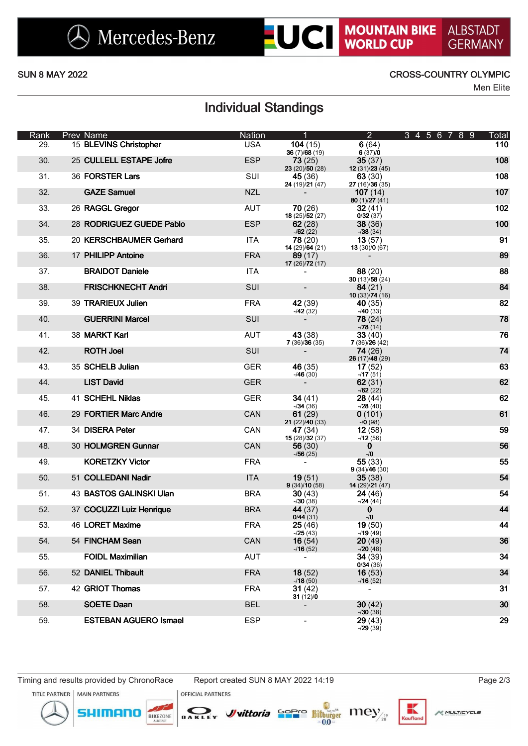SUN 8 MAY 2022

CROSS-COUNTRY OLYMPIC

Men Elite

# Individual Standings

| Rank | Prev | Name | Nation | 1 | 2 | 3 4 5 6 7 8 9 | Total |
|---|---|---|---|---|---|---|---|
| 29. | 15 | **BLEVINS Christopher** | USA | **104** (15)<br>**36** (7)/**68** (19) | **6** (64)<br>**6** (37)/**0** | | **110** |
| 30. | 25 | **CULLELL ESTAPE Jofre** | ESP | **73** (25)<br>**23** (20)/**50** (28) | **35** (37)<br>**12** (31)/**23** (45) | | **108** |
| 31. | 36 | **FORSTER Lars** | SUI | **45** (36)<br>**24** (19)/**21** (47) | **63** (30)<br>**27** (16)/**36** (35) | | **108** |
| 32. | | **GAZE Samuel** | NZL | - | **107** (14)<br>**80** (1)/**27** (41) | | **107** |
| 33. | 26 | **RAGGL Gregor** | AUT | **70** (26)<br>**18** (25)/**52** (27) | **32** (41)<br>**0**/**32** (37) | | **102** |
| 34. | 28 | **RODRIGUEZ GUEDE Pablo** | ESP | **62** (28)<br>-/**62** (22) | **38** (36)<br>-/**38** (34) | | **100** |
| 35. | 20 | **KERSCHBAUMER Gerhard** | ITA | **78** (20)<br>**14** (29)/**64** (21) | **13** (57)<br>**13** (30)/**0** (67) | | **91** |
| 36. | 17 | **PHILIPP Antoine** | FRA | **89** (17)<br>**17** (26)/**72** (17) | - | | **89** |
| 37. | | **BRAIDOT Daniele** | ITA | - | **88** (20)<br>**30** (13)/**58** (24) | | **88** |
| 38. | | **FRISCHKNECHT Andri** | SUI | - | **84** (21)<br>**10** (33)/**74** (16) | | **84** |
| 39. | 39 | **TRARIEUX Julien** | FRA | **42** (39)<br>-/**42** (32) | **40** (35)<br>-/**40** (33) | | **82** |
| 40. | | **GUERRINI Marcel** | SUI | - | **78** (24)<br>-/**78** (14) | | **78** |
| 41. | 38 | **MARKT Karl** | AUT | **43** (38)<br>**7** (36)/**36** (35) | **33** (40)<br>**7** (36)/**26** (42) | | **76** |
| 42. | | **ROTH Joel** | SUI | - | **74** (26)<br>**26** (17)/**48** (29) | | **74** |
| 43. | 35 | **SCHELB Julian** | GER | **46** (35)<br>-/**46** (30) | **17** (52)<br>-/**17** (51) | | **63** |
| 44. | | **LIST David** | GER | - | **62** (31)<br>-/**62** (22) | | **62** |
| 45. | 41 | **SCHEHL Niklas** | GER | **34** (41)<br>-/**34** (36) | **28** (44)<br>-/**28** (40) | | **62** |
| 46. | 29 | **FORTIER Marc Andre** | CAN | **61** (29)<br>**21** (22)/**40** (33) | **0** (101)<br>-/**0** (98) | | **61** |
| 47. | 34 | **DISERA Peter** | CAN | **47** (34)<br>**15** (28)/**32** (37) | **12** (58)<br>-/**12** (56) | | **59** |
| 48. | 30 | **HOLMGREN Gunnar** | CAN | **56** (30)<br>-/**56** (25) | **0**<br>-/**0** | | **56** |
| 49. | | **KORETZKY Victor** | FRA | - | **55** (33)<br>**9** (34)/**46** (30) | | **55** |
| 50. | 51 | **COLLEDANI Nadir** | ITA | **19** (51)<br>**9** (34)/**10** (58) | **35** (38)<br>**14** (29)/**21** (47) | | **54** |
| 51. | 43 | **BASTOS GALINSKI Ulan** | BRA | **30** (43)<br>-/**30** (38) | **24** (46)<br>-/**24** (44) | | **54** |
| 52. | 37 | **COCUZZI Luiz Henrique** | BRA | **44** (37)<br>**0**/**44** (31) | **0**<br>-/**0** | | **44** |
| 53. | 46 | **LORET Maxime** | FRA | **25** (46)<br>-/**25** (43) | **19** (50)<br>-/**19** (49) | | **44** |
| 54. | 54 | **FINCHAM Sean** | CAN | **16** (54)<br>-/**16** (52) | **20** (49)<br>-/**20** (48) | | **36** |
| 55. | | **FOIDL Maximilian** | AUT | - | **34** (39)<br>**0**/**34** (36) | | **34** |
| 56. | 52 | **DANIEL Thibault** | FRA | **18** (52)<br>-/**18** (50) | **16** (53)<br>-/**16** (52) | | **34** |
| 57. | 42 | **GRIOT Thomas** | FRA | **31** (42)<br>**31** (12)/**0** | - | | **31** |
| 58. | | **SOETE Daan** | BEL | - | **30** (42)<br>-/**30** (38) | | **30** |
| 59. | | **ESTEBAN AGUERO Ismael** | ESP | - | **29** (43)<br>-/**29** (39) | | **29** |

Timing and results provided by ChronoRace

Report created SUN 8 MAY 2022 14:19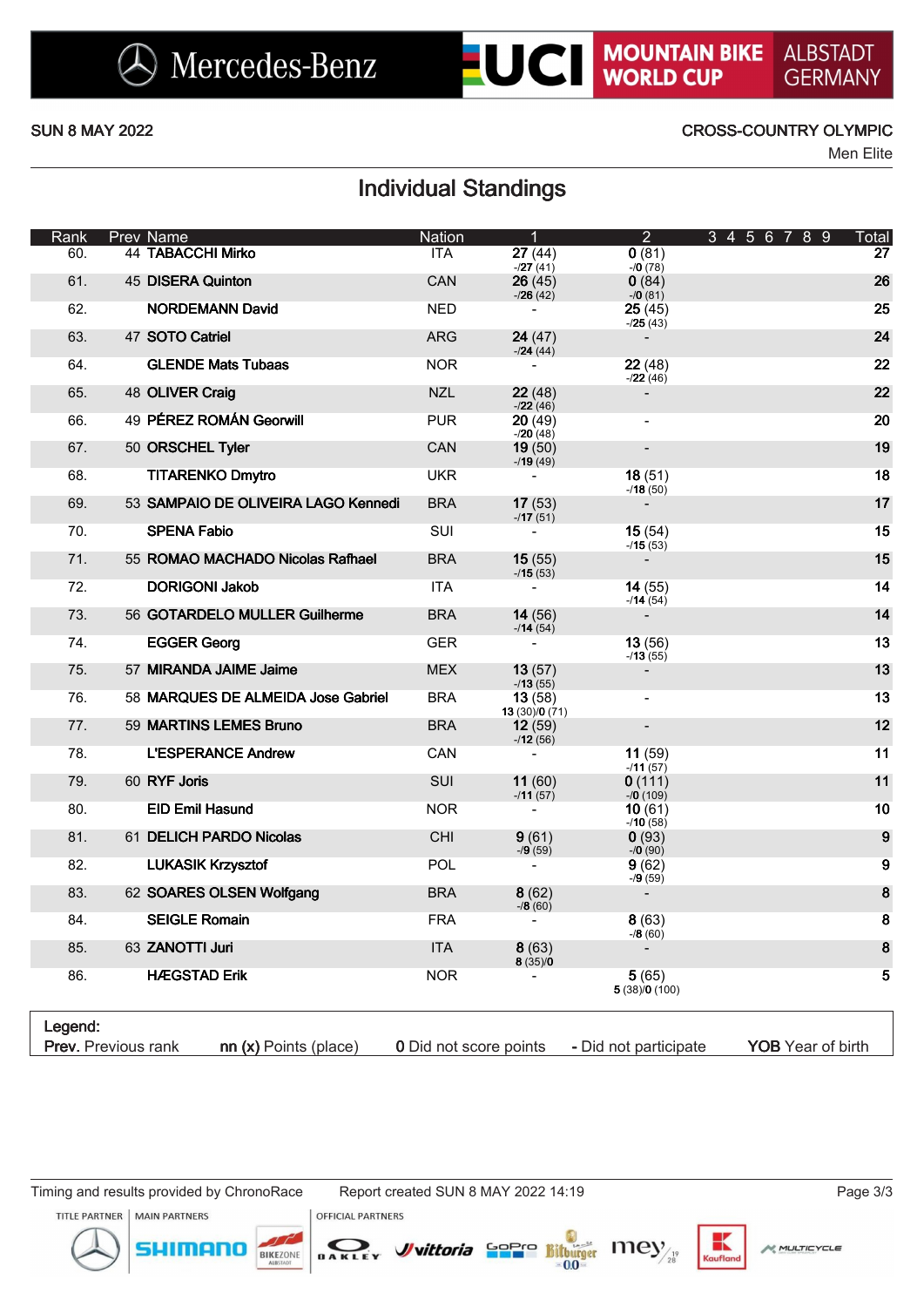SUN 8 MAY 2022

CROSS-COUNTRY OLYMPIC

Men Elite

## Individual Standings

| Rank | Prev | Name | Nation | 1 | 2 | 3 4 5 6 7 8 9 | Total |
|---|---|---|---|---|---|---|---|
| 60. | 44 | TABACCHI Mirko | ITA | **27** (44) -/**27** (41) | **0** (81) -/**0** (78) | | **27** |
| 61. | 45 | DISERA Quinton | CAN | **26** (45) -/**26** (42) | **0** (84) -/**0** (81) | | **26** |
| 62. | | NORDEMANN David | NED | - | **25** (45) -/**25** (43) | | **25** |
| 63. | 47 | SOTO Catriel | ARG | **24** (47) -/**24** (44) | - | | **24** |
| 64. | | GLENDE Mats Tubaas | NOR | - | **22** (48) -/**22** (46) | | **22** |
| 65. | 48 | OLIVER Craig | NZL | **22** (48) -/**22** (46) | - | | **22** |
| 66. | 49 | PÉREZ ROMÁN Georwill | PUR | **20** (49) -/**20** (48) | - | | **20** |
| 67. | 50 | ORSCHEL Tyler | CAN | **19** (50) -/**19** (49) | - | | **19** |
| 68. | | TITARENKO Dmytro | UKR | - | **18** (51) -/**18** (50) | | **18** |
| 69. | 53 | SAMPAIO DE OLIVEIRA LAGO Kennedi | BRA | **17** (53) -/**17** (51) | - | | **17** |
| 70. | | SPENA Fabio | SUI | - | **15** (54) -/**15** (53) | | **15** |
| 71. | 55 | ROMAO MACHADO Nicolas Rafhael | BRA | **15** (55) -/**15** (53) | - | | **15** |
| 72. | | DORIGONI Jakob | ITA | - | **14** (55) -/**14** (54) | | **14** |
| 73. | 56 | GOTARDELO MULLER Guilherme | BRA | **14** (56) -/**14** (54) | - | | **14** |
| 74. | | EGGER Georg | GER | - | **13** (56) -/**13** (55) | | **13** |
| 75. | 57 | MIRANDA JAIME Jaime | MEX | **13** (57) -/**13** (55) | - | | **13** |
| 76. | 58 | MARQUES DE ALMEIDA Jose Gabriel | BRA | **13** (58) **13** (30)/**0** (71) | - | | **13** |
| 77. | 59 | MARTINS LEMES Bruno | BRA | **12** (59) -/**12** (56) | - | | **12** |
| 78. | | L'ESPERANCE Andrew | CAN | - | **11** (59) -/**11** (57) | | **11** |
| 79. | 60 | RYF Joris | SUI | **11** (60) -/**11** (57) | **0** (111) -/**0** (109) | | **11** |
| 80. | | EID Emil Hasund | NOR | - | **10** (61) -/**10** (58) | | **10** |
| 81. | 61 | DELICH PARDO Nicolas | CHI | **9** (61) -/**9** (59) | **0** (93) -/**0** (90) | | **9** |
| 82. | | LUKASIK Krzysztof | POL | - | **9** (62) -/**9** (59) | | **9** |
| 83. | 62 | SOARES OLSEN Wolfgang | BRA | **8** (62) -/**8** (60) | - | | **8** |
| 84. | | SEIGLE Romain | FRA | - | **8** (63) -/**8** (60) | | **8** |
| 85. | 63 | ZANOTTI Juri | ITA | **8** (63) **8** (35)/**0** | - | | **8** |
| 86. | | HÆGSTAD Erik | NOR | - | **5** (65) **5** (38)/**0** (100) | | **5** |

Legend:
**Prev.** Previous rank **nn (x)** Points (place) **0** Did not score points **-** Did not participate **YOB** Year of birth

Timing and results provided by ChronoRace Report created SUN 8 MAY 2022 14:19